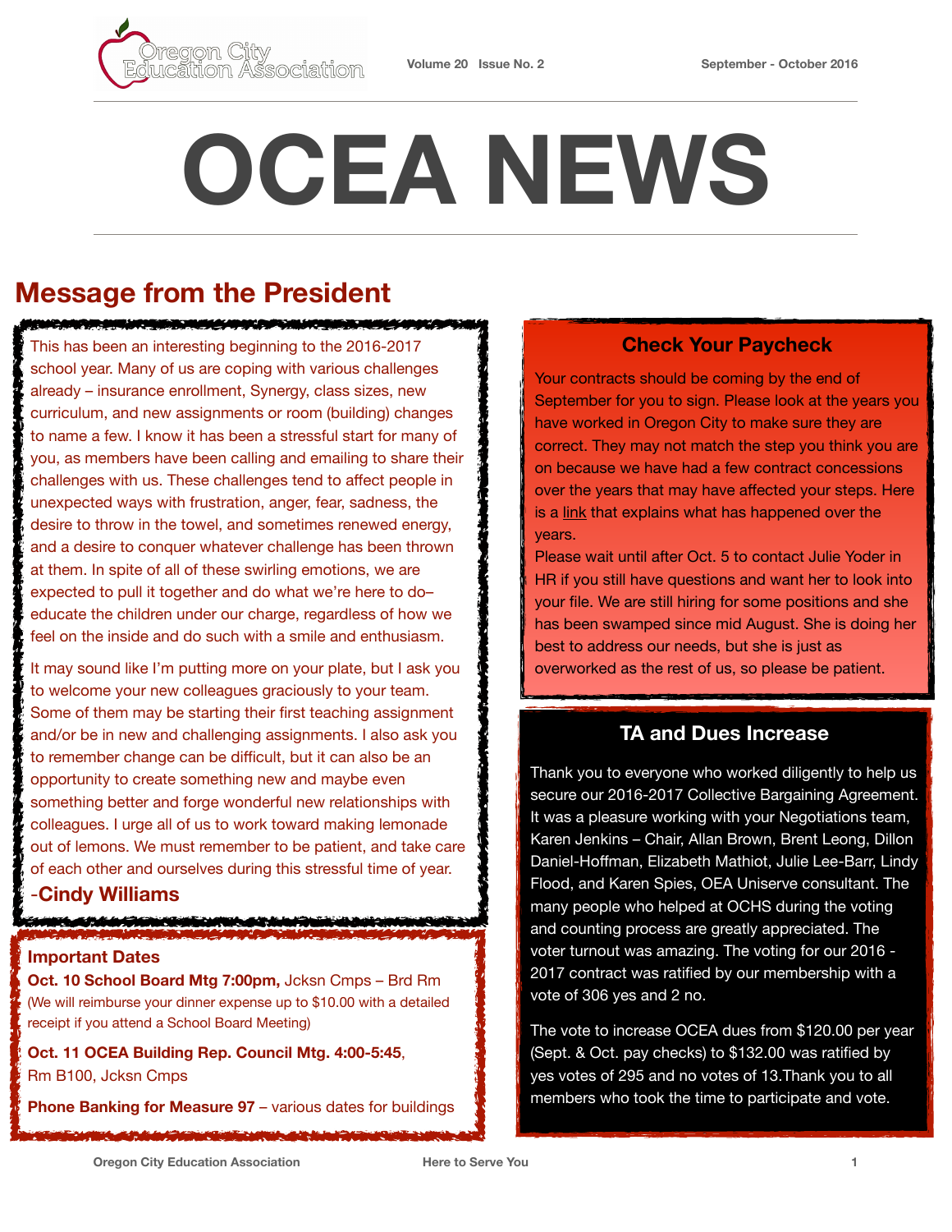# OCEA NEWS

Oregon City Education Association — Volume 20 Issue No. 2 — September - October 2016

## Message from the President

This has been an interesting beginning to the 2016-2017 school year. Many of us are coping with various challenges already – insurance enrollment, Synergy, class sizes, new curriculum, and new assignments or room (building) changes to name a few. I know it has been a stressful start for many of you, as members have been calling and emailing to share their challenges with us. These challenges tend to affect people in unexpected ways with frustration, anger, fear, sadness, the desire to throw in the towel, and sometimes renewed energy, and a desire to conquer whatever challenge has been thrown at them. In spite of all of these swirling emotions, we are expected to pull it together and do what we're here to do– educate the children under our charge, regardless of how we feel on the inside and do such with a smile and enthusiasm.

It may sound like I'm putting more on your plate, but I ask you to welcome your new colleagues graciously to your team. Some of them may be starting their first teaching assignment and/or be in new and challenging assignments. I also ask you to remember change can be difficult, but it can also be an opportunity to create something new and maybe even something better and forge wonderful new relationships with colleagues. I urge all of us to work toward making lemonade out of lemons. We must remember to be patient, and take care of each other and ourselves during this stressful time of year.

-**Cindy Williams**

### Important Dates

**Oct. 10 School Board Mtg 7:00pm,** Jcksn Cmps – Brd Rm
(We will reimburse your dinner expense up to $10.00 with a detailed receipt if you attend a School Board Meeting)

**Oct. 11 OCEA Building Rep. Council Mtg. 4:00-5:45**, Rm B100, Jcksn Cmps

**Phone Banking for Measure 97** – various dates for buildings

### Check Your Paycheck

Your contracts should be coming by the end of September for you to sign. Please look at the years you have worked in Oregon City to make sure they are correct. They may not match the step you think you are on because we have had a few contract concessions over the years that may have affected your steps. Here is a link that explains what has happened over the years.

Please wait until after Oct. 5 to contact Julie Yoder in HR if you still have questions and want her to look into your file. We are still hiring for some positions and she has been swamped since mid August. She is doing her best to address our needs, but she is just as overworked as the rest of us, so please be patient.

### TA and Dues Increase

Thank you to everyone who worked diligently to help us secure our 2016-2017 Collective Bargaining Agreement. It was a pleasure working with your Negotiations team, Karen Jenkins – Chair, Allan Brown, Brent Leong, Dillon Daniel-Hoffman, Elizabeth Mathiot, Julie Lee-Barr, Lindy Flood, and Karen Spies, OEA Uniserve consultant. The many people who helped at OCHS during the voting and counting process are greatly appreciated. The voter turnout was amazing. The voting for our 2016 - 2017 contract was ratified by our membership with a vote of 306 yes and 2 no.

The vote to increase OCEA dues from $120.00 per year (Sept. & Oct. pay checks) to $132.00 was ratified by yes votes of 295 and no votes of 13.Thank you to all members who took the time to participate and vote.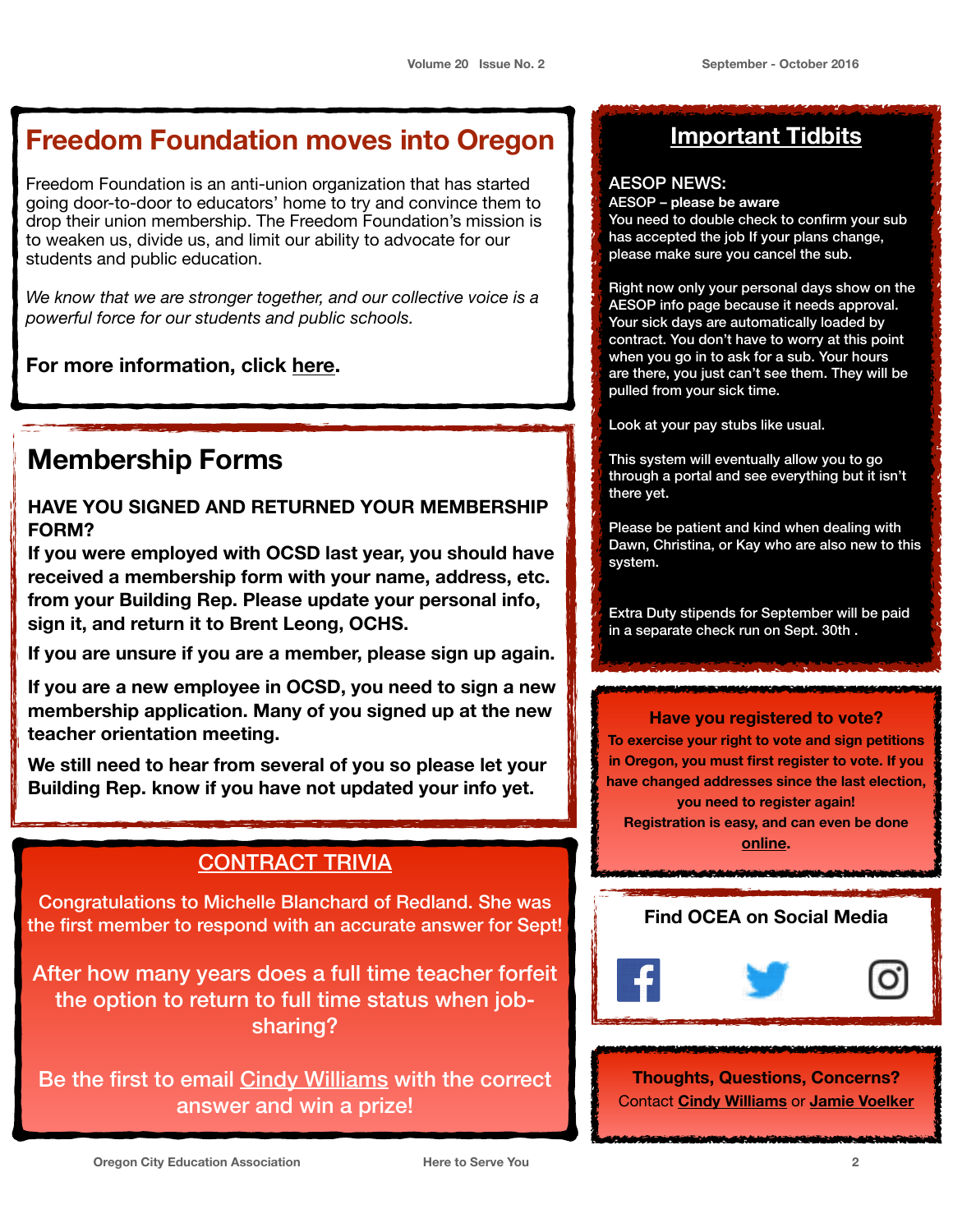## Freedom Foundation moves into Oregon

Freedom Foundation is an anti-union organization that has started going door-to-door to educators' home to try and convince them to drop their union membership. The Freedom Foundation's mission is to weaken us, divide us, and limit our ability to advocate for our students and public education.

*We know that we are stronger together, and our collective voice is a powerful force for our students and public schools.*

**For more information, click here.**

## Membership Forms

**HAVE YOU SIGNED AND RETURNED YOUR MEMBERSHIP FORM?**

**If you were employed with OCSD last year, you should have received a membership form with your name, address, etc. from your Building Rep. Please update your personal info, sign it, and return it to Brent Leong, OCHS.**

**If you are unsure if you are a member, please sign up again.**

**If you are a new employee in OCSD, you need to sign a new membership application. Many of you signed up at the new teacher orientation meeting.**

**We still need to hear from several of you so please let your Building Rep. know if you have not updated your info yet.**

## CONTRACT TRIVIA

Congratulations to Michelle Blanchard of Redland. She was the first member to respond with an accurate answer for Sept!

After how many years does a full time teacher forfeit the option to return to full time status when job-sharing?

Be the first to email Cindy Williams with the correct answer and win a prize!

## Important Tidbits

### AESOP NEWS:

**AESOP – please be aware**

You need to double check to confirm your sub has accepted the job If your plans change, please make sure you cancel the sub.

Right now only your personal days show on the AESOP info page because it needs approval. Your sick days are automatically loaded by contract. You don't have to worry at this point when you go in to ask for a sub. Your hours are there, you just can't see them. They will be pulled from your sick time.

Look at your pay stubs like usual.

This system will eventually allow you to go through a portal and see everything but it isn't there yet.

Please be patient and kind when dealing with Dawn, Christina, or Kay who are also new to this system.

Extra Duty stipends for September will be paid in a separate check run on Sept. 30th .

### Have you registered to vote?

**To exercise your right to vote and sign petitions in Oregon, you must first register to vote. If you have changed addresses since the last election, you need to register again!**

**Registration is easy, and can even be done online.**

### Find OCEA on Social Media

### Thoughts, Questions, Concerns?

Contact **Cindy Williams** or **Jamie Voelker**